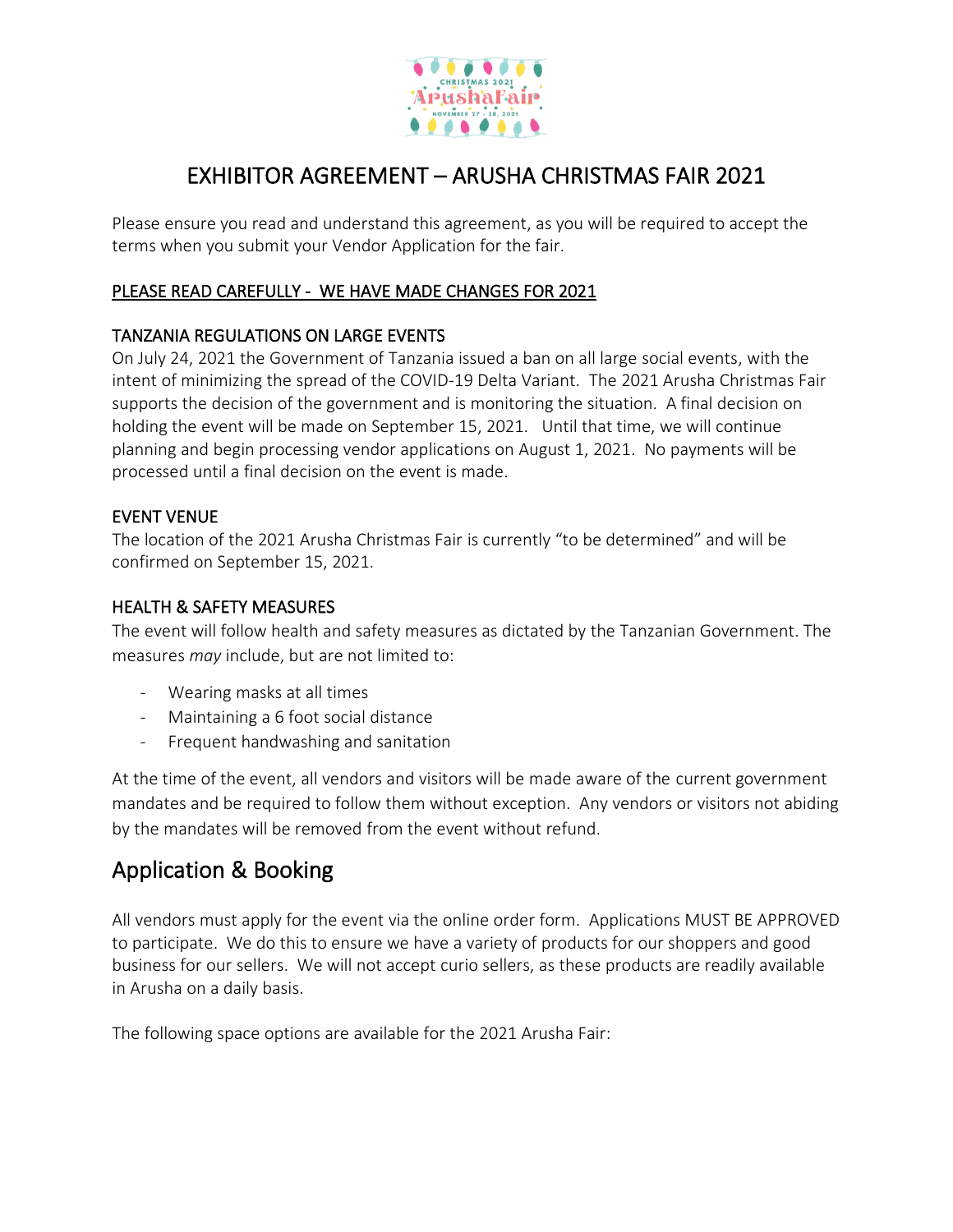# EXHIBITOR AGREEMENT – ARUSHA CHRISTMAS FAIR 2021

Please ensure you read and understand this agreement, as you will be required to accept the terms when you submit your Vendor Application for the fair.

PLEASE READ CAREFULLY - WE HAVE MADE CHANGES FOR 2021

### TANZANIA REGULATIONS ON LARGE EVENTS

On July 24, 2021 the Government of Tanzania issued a ban on all large social events, with the intent of minimizing the spread of the COVID-19 Delta Variant. The 2021 Arusha Christmas Fair supports the decision of the government and is monitoring the situation. A final decision on holding the event will be made on September 15, 2021. Until that time, we will continue planning and begin processing vendor applications on August 1, 2021. No payments will be processed until a final decision on the event is made.

### EVENT VENUE

The location of the 2021 Arusha Christmas Fair is currently "to be determined" and will be confirmed on September 15, 2021.

### HEALTH & SAFETY MEASURES

The event will follow health and safety measures as dictated by the Tanzanian Government. The measures *may* include, but are not limited to:

- Wearing masks at all times
- Maintaining a 6 foot social distance
- Frequent handwashing and sanitation

At the time of the event, all vendors and visitors will be made aware of the current government mandates and be required to follow them without exception. Any vendors or visitors not abiding by the mandates will be removed from the event without refund.

## Application & Booking

All vendors must apply for the event via the online order form. Applications MUST BE APPROVED to participate. We do this to ensure we have a variety of products for our shoppers and good business for our sellers. We will not accept curio sellers, as these products are readily available in Arusha on a daily basis.

The following space options are available for the 2021 Arusha Fair: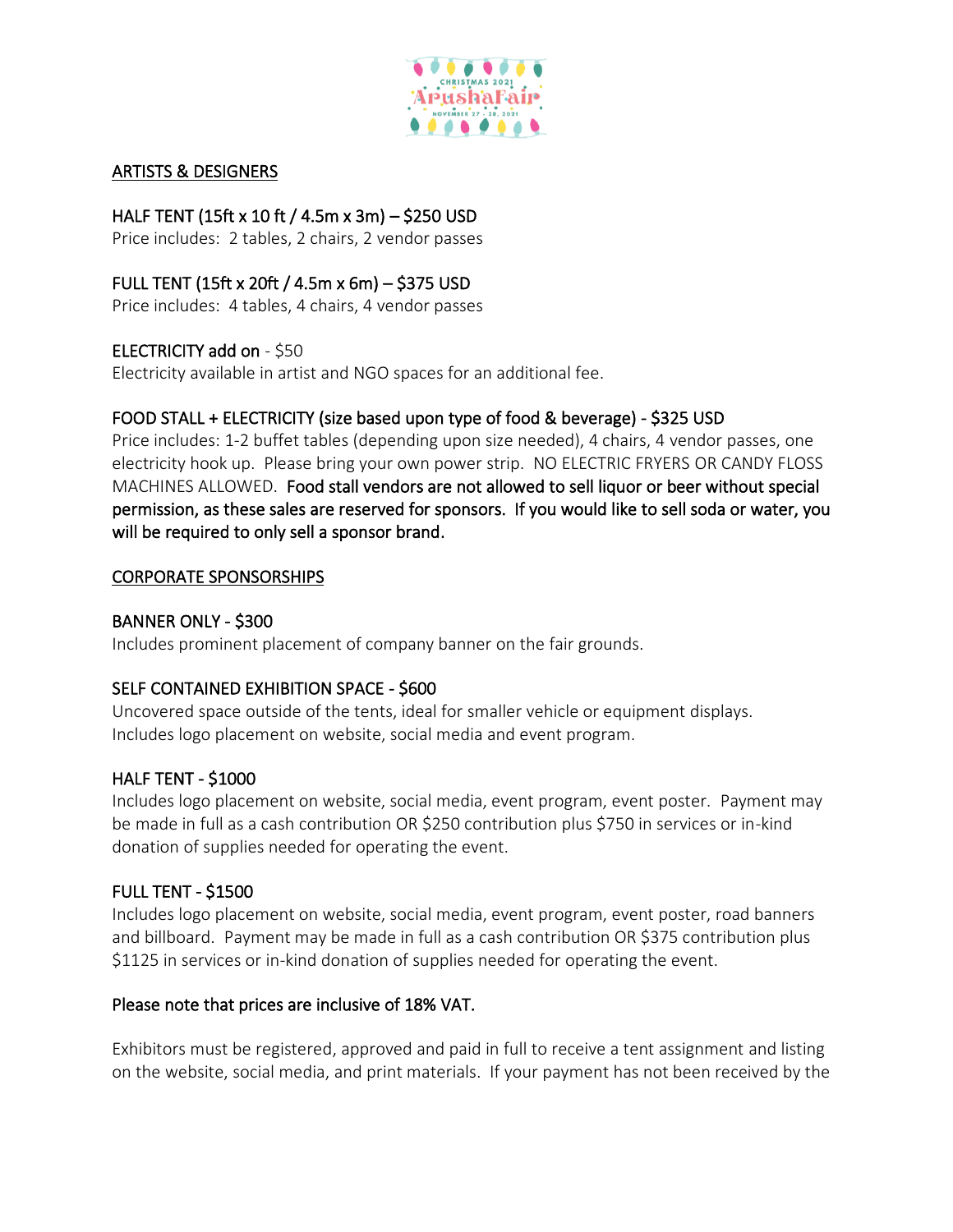## ARTISTS & DESIGNERS

**HALF TENT (15ft x 10 ft / 4.5m x 3m) – $250 USD**
Price includes: 2 tables, 2 chairs, 2 vendor passes

**FULL TENT (15ft x 20ft / 4.5m x 6m) – $375 USD**
Price includes: 4 tables, 4 chairs, 4 vendor passes

**ELECTRICITY add on** - $50
Electricity available in artist and NGO spaces for an additional fee.

**FOOD STALL + ELECTRICITY (size based upon type of food & beverage) - $325 USD**
Price includes: 1-2 buffet tables (depending upon size needed), 4 chairs, 4 vendor passes, one electricity hook up. Please bring your own power strip. NO ELECTRIC FRYERS OR CANDY FLOSS MACHINES ALLOWED. **Food stall vendors are not allowed to sell liquor or beer without special permission, as these sales are reserved for sponsors. If you would like to sell soda or water, you will be required to only sell a sponsor brand.**

## CORPORATE SPONSORSHIPS

**BANNER ONLY - $300**
Includes prominent placement of company banner on the fair grounds.

**SELF CONTAINED EXHIBITION SPACE - $600**
Uncovered space outside of the tents, ideal for smaller vehicle or equipment displays. Includes logo placement on website, social media and event program.

**HALF TENT - $1000**
Includes logo placement on website, social media, event program, event poster. Payment may be made in full as a cash contribution OR $250 contribution plus $750 in services or in-kind donation of supplies needed for operating the event.

**FULL TENT - $1500**
Includes logo placement on website, social media, event program, event poster, road banners and billboard. Payment may be made in full as a cash contribution OR $375 contribution plus $1125 in services or in-kind donation of supplies needed for operating the event.

**Please note that prices are inclusive of 18% VAT.**

Exhibitors must be registered, approved and paid in full to receive a tent assignment and listing on the website, social media, and print materials. If your payment has not been received by the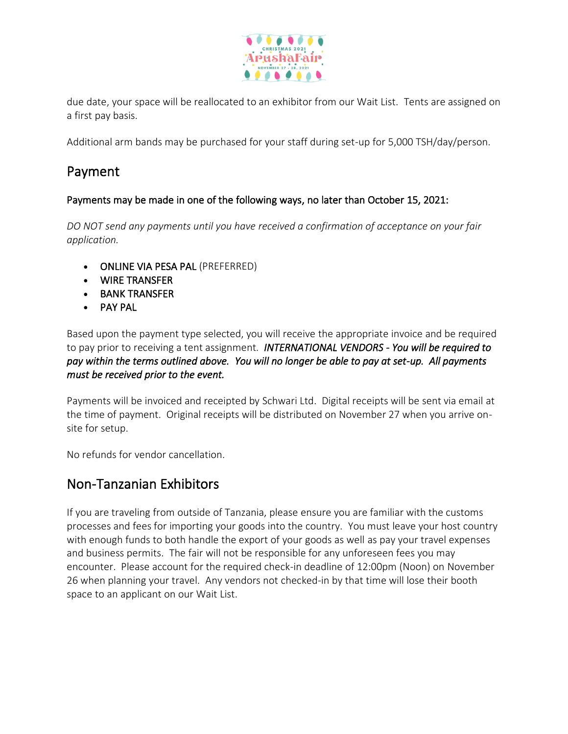due date, your space will be reallocated to an exhibitor from our Wait List. Tents are assigned on a first pay basis.

Additional arm bands may be purchased for your staff during set-up for 5,000 TSH/day/person.

## Payment

Payments may be made in one of the following ways, no later than October 15, 2021:

*DO NOT send any payments until you have received a confirmation of acceptance on your fair application.*

- ONLINE VIA PESA PAL (PREFERRED)
- WIRE TRANSFER
- BANK TRANSFER
- PAY PAL

Based upon the payment type selected, you will receive the appropriate invoice and be required to pay prior to receiving a tent assignment. ***INTERNATIONAL VENDORS - You will be required to pay within the terms outlined above. You will no longer be able to pay at set-up. All payments must be received prior to the event.***

Payments will be invoiced and receipted by Schwari Ltd. Digital receipts will be sent via email at the time of payment. Original receipts will be distributed on November 27 when you arrive on-site for setup.

No refunds for vendor cancellation.

## Non-Tanzanian Exhibitors

If you are traveling from outside of Tanzania, please ensure you are familiar with the customs processes and fees for importing your goods into the country. You must leave your host country with enough funds to both handle the export of your goods as well as pay your travel expenses and business permits. The fair will not be responsible for any unforeseen fees you may encounter. Please account for the required check-in deadline of 12:00pm (Noon) on November 26 when planning your travel. Any vendors not checked-in by that time will lose their booth space to an applicant on our Wait List.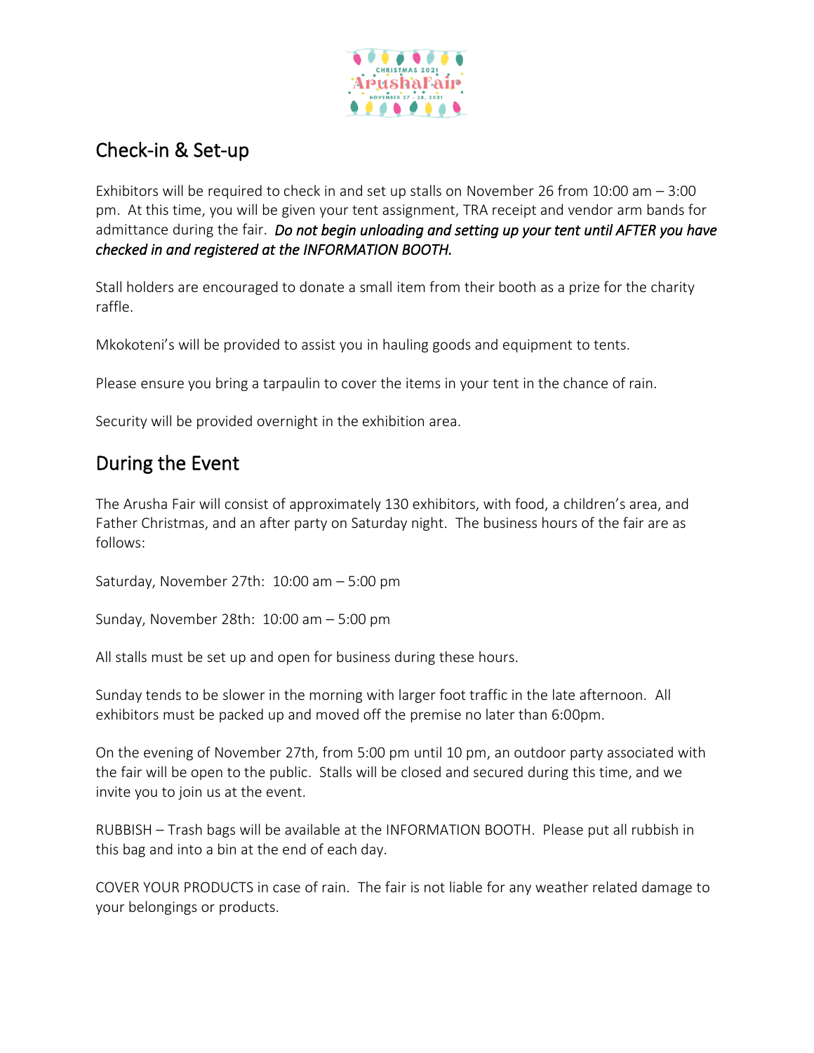## Check-in & Set-up

Exhibitors will be required to check in and set up stalls on November 26 from 10:00 am – 3:00 pm. At this time, you will be given your tent assignment, TRA receipt and vendor arm bands for admittance during the fair. ***Do not begin unloading and setting up your tent until AFTER you have checked in and registered at the INFORMATION BOOTH.***

Stall holders are encouraged to donate a small item from their booth as a prize for the charity raffle.

Mkokoteni's will be provided to assist you in hauling goods and equipment to tents.

Please ensure you bring a tarpaulin to cover the items in your tent in the chance of rain.

Security will be provided overnight in the exhibition area.

## During the Event

The Arusha Fair will consist of approximately 130 exhibitors, with food, a children's area, and Father Christmas, and an after party on Saturday night. The business hours of the fair are as follows:

Saturday, November 27th: 10:00 am – 5:00 pm

Sunday, November 28th: 10:00 am – 5:00 pm

All stalls must be set up and open for business during these hours.

Sunday tends to be slower in the morning with larger foot traffic in the late afternoon. All exhibitors must be packed up and moved off the premise no later than 6:00pm.

On the evening of November 27th, from 5:00 pm until 10 pm, an outdoor party associated with the fair will be open to the public. Stalls will be closed and secured during this time, and we invite you to join us at the event.

RUBBISH – Trash bags will be available at the INFORMATION BOOTH. Please put all rubbish in this bag and into a bin at the end of each day.

COVER YOUR PRODUCTS in case of rain. The fair is not liable for any weather related damage to your belongings or products.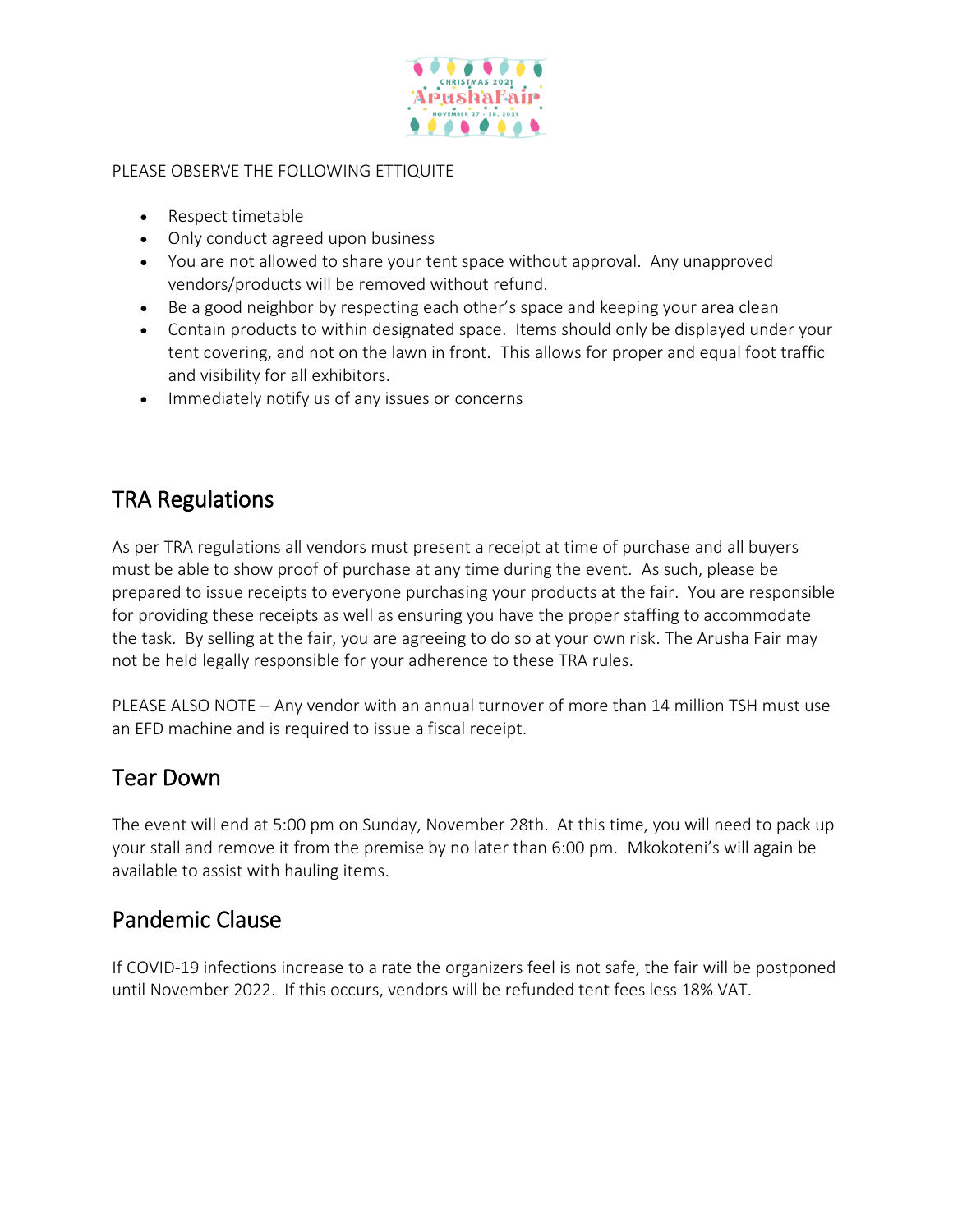PLEASE OBSERVE THE FOLLOWING ETTIQUITE

- Respect timetable
- Only conduct agreed upon business
- You are not allowed to share your tent space without approval. Any unapproved vendors/products will be removed without refund.
- Be a good neighbor by respecting each other's space and keeping your area clean
- Contain products to within designated space. Items should only be displayed under your tent covering, and not on the lawn in front. This allows for proper and equal foot traffic and visibility for all exhibitors.
- Immediately notify us of any issues or concerns

## TRA Regulations

As per TRA regulations all vendors must present a receipt at time of purchase and all buyers must be able to show proof of purchase at any time during the event. As such, please be prepared to issue receipts to everyone purchasing your products at the fair. You are responsible for providing these receipts as well as ensuring you have the proper staffing to accommodate the task. By selling at the fair, you are agreeing to do so at your own risk. The Arusha Fair may not be held legally responsible for your adherence to these TRA rules.

PLEASE ALSO NOTE – Any vendor with an annual turnover of more than 14 million TSH must use an EFD machine and is required to issue a fiscal receipt.

## Tear Down

The event will end at 5:00 pm on Sunday, November 28th. At this time, you will need to pack up your stall and remove it from the premise by no later than 6:00 pm. Mkokoteni's will again be available to assist with hauling items.

## Pandemic Clause

If COVID-19 infections increase to a rate the organizers feel is not safe, the fair will be postponed until November 2022. If this occurs, vendors will be refunded tent fees less 18% VAT.